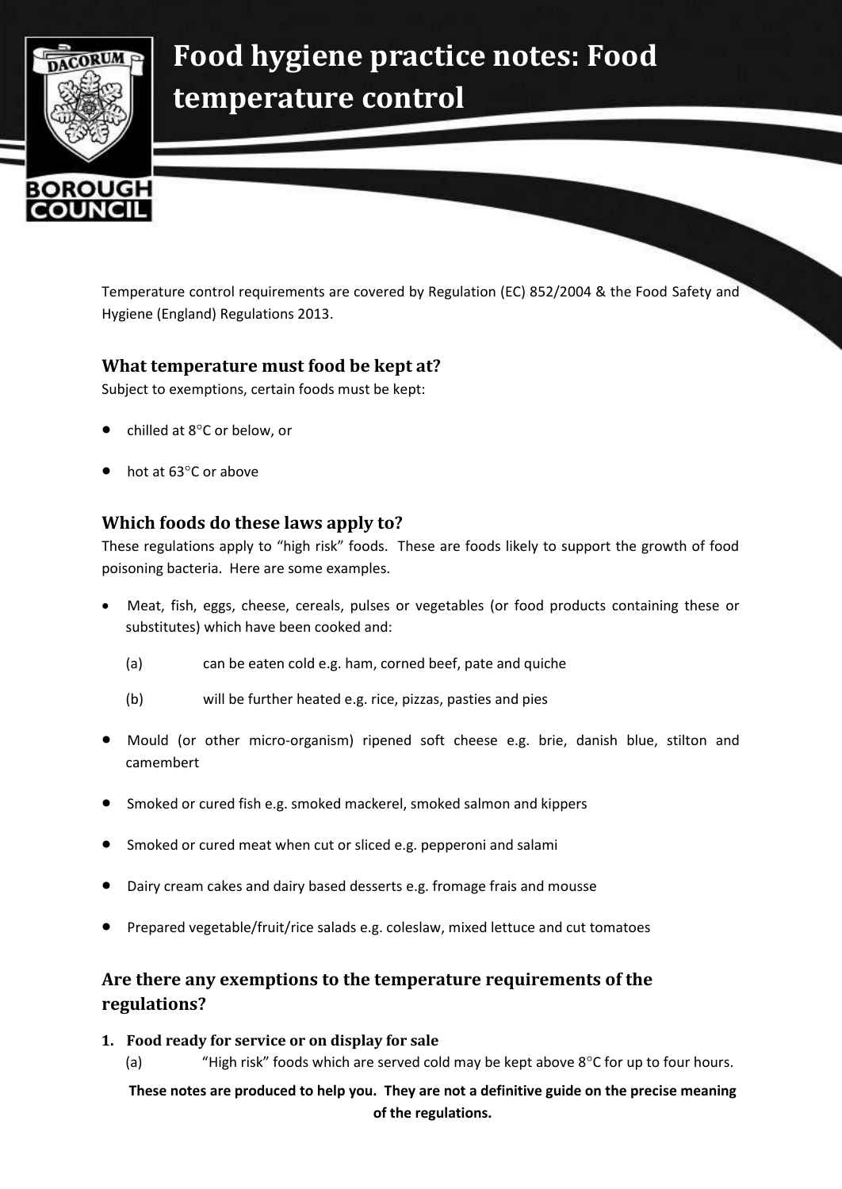# Food hygiene practice notes: Food temperature control

Temperature control requirements are covered by Regulation (EC) 852/2004 & the Food Safety and Hygiene (England) Regulations 2013.

## What temperature must food be kept at?

Subject to exemptions, certain foods must be kept:

- chilled at 8°C or below, or
- hot at 63°C or above

## Which foods do these laws apply to?

These regulations apply to "high risk" foods. These are foods likely to support the growth of food poisoning bacteria. Here are some examples.

- Meat, fish, eggs, cheese, cereals, pulses or vegetables (or food products containing these or substitutes) which have been cooked and:
  - (a) can be eaten cold e.g. ham, corned beef, pate and quiche
  - (b) will be further heated e.g. rice, pizzas, pasties and pies
- Mould (or other micro-organism) ripened soft cheese e.g. brie, danish blue, stilton and camembert
- Smoked or cured fish e.g. smoked mackerel, smoked salmon and kippers
- Smoked or cured meat when cut or sliced e.g. pepperoni and salami
- Dairy cream cakes and dairy based desserts e.g. fromage frais and mousse
- Prepared vegetable/fruit/rice salads e.g. coleslaw, mixed lettuce and cut tomatoes

## Are there any exemptions to the temperature requirements of the regulations?

1. **Food ready for service or on display for sale**
   - (a) "High risk" foods which are served cold may be kept above 8°C for up to four hours.

**These notes are produced to help you. They are not a definitive guide on the precise meaning of the regulations.**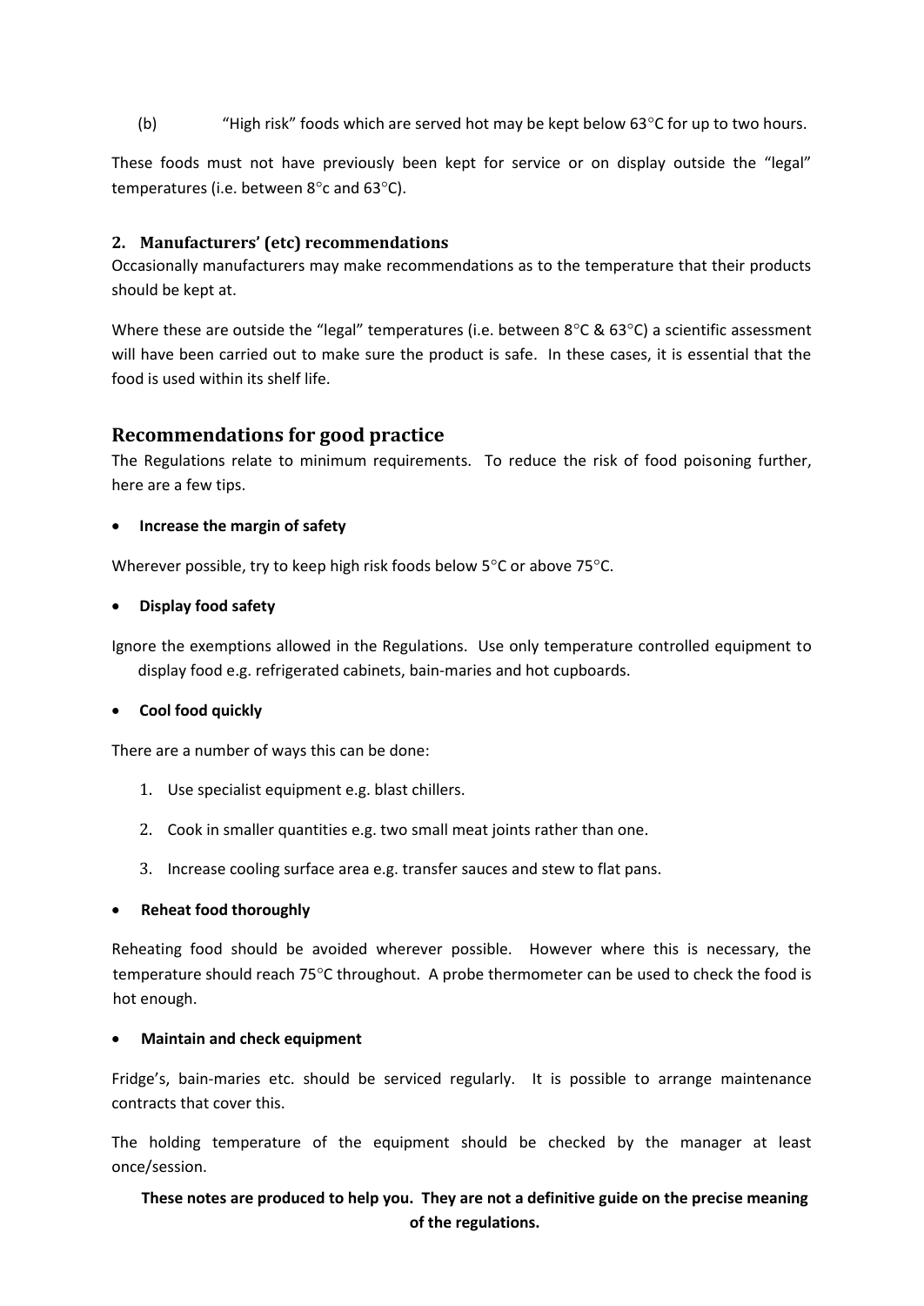(b) "High risk" foods which are served hot may be kept below 63°C for up to two hours.

These foods must not have previously been kept for service or on display outside the "legal" temperatures (i.e. between 8°c and 63°C).

### 2. Manufacturers' (etc) recommendations

Occasionally manufacturers may make recommendations as to the temperature that their products should be kept at.

Where these are outside the "legal" temperatures (i.e. between 8°C & 63°C) a scientific assessment will have been carried out to make sure the product is safe. In these cases, it is essential that the food is used within its shelf life.

## Recommendations for good practice

The Regulations relate to minimum requirements. To reduce the risk of food poisoning further, here are a few tips.

- **Increase the margin of safety**

Wherever possible, try to keep high risk foods below 5°C or above 75°C.

- **Display food safety**

Ignore the exemptions allowed in the Regulations. Use only temperature controlled equipment to display food e.g. refrigerated cabinets, bain-maries and hot cupboards.

- **Cool food quickly**

There are a number of ways this can be done:

1. Use specialist equipment e.g. blast chillers.
2. Cook in smaller quantities e.g. two small meat joints rather than one.
3. Increase cooling surface area e.g. transfer sauces and stew to flat pans.

- **Reheat food thoroughly**

Reheating food should be avoided wherever possible. However where this is necessary, the temperature should reach 75°C throughout. A probe thermometer can be used to check the food is hot enough.

- **Maintain and check equipment**

Fridge's, bain-maries etc. should be serviced regularly. It is possible to arrange maintenance contracts that cover this.

The holding temperature of the equipment should be checked by the manager at least once/session.

**These notes are produced to help you. They are not a definitive guide on the precise meaning of the regulations.**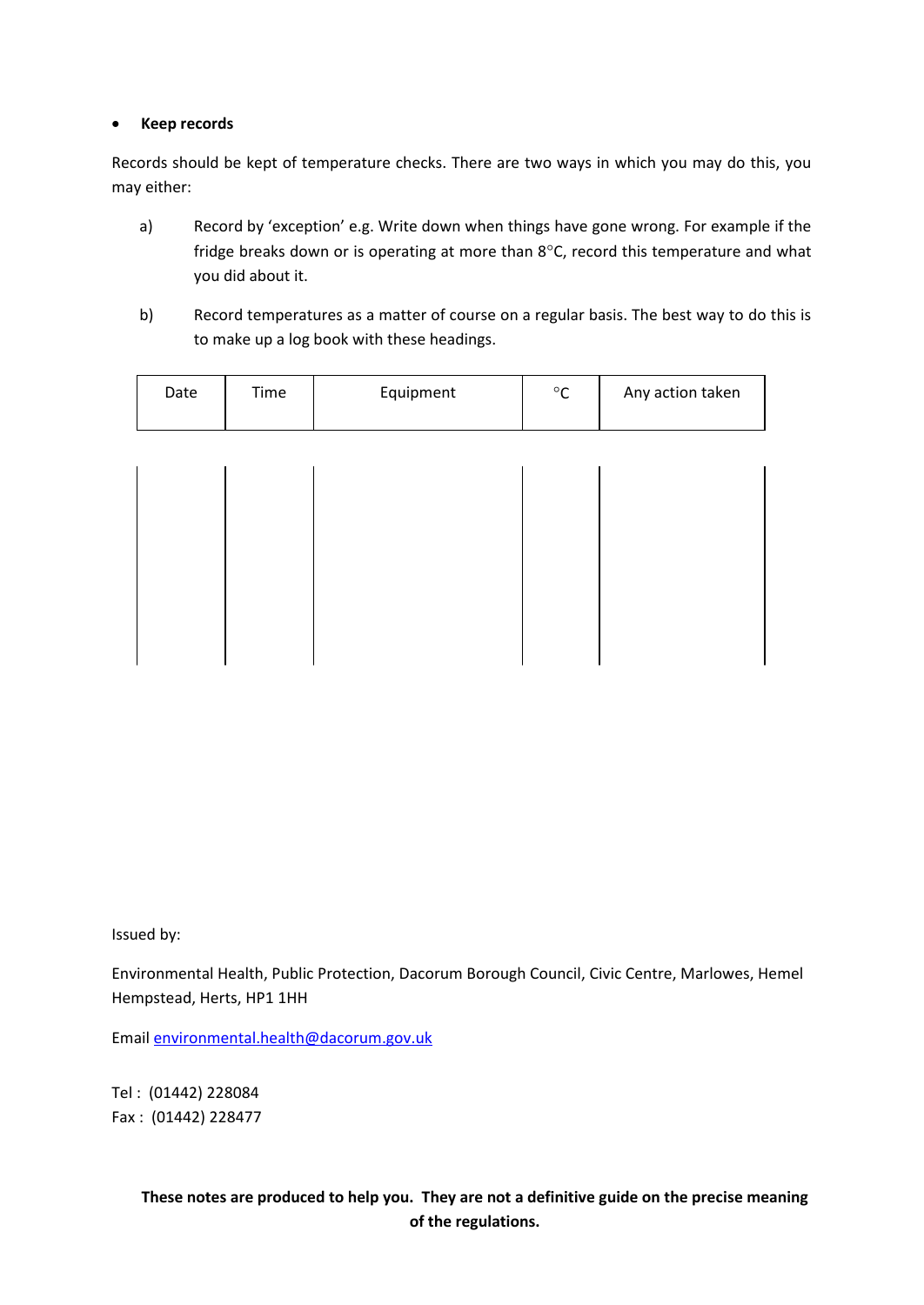- **Keep records**

Records should be kept of temperature checks. There are two ways in which you may do this, you may either:

a) Record by 'exception' e.g. Write down when things have gone wrong. For example if the fridge breaks down or is operating at more than 8°C, record this temperature and what you did about it.

b) Record temperatures as a matter of course on a regular basis. The best way to do this is to make up a log book with these headings.

| Date | Time | Equipment | °C | Any action taken |
|---|---|---|---|---|
| | | | | |

Issued by:

Environmental Health, Public Protection, Dacorum Borough Council, Civic Centre, Marlowes, Hemel Hempstead, Herts, HP1 1HH

Email environmental.health@dacorum.gov.uk

Tel : (01442) 228084
Fax : (01442) 228477

**These notes are produced to help you. They are not a definitive guide on the precise meaning of the regulations.**